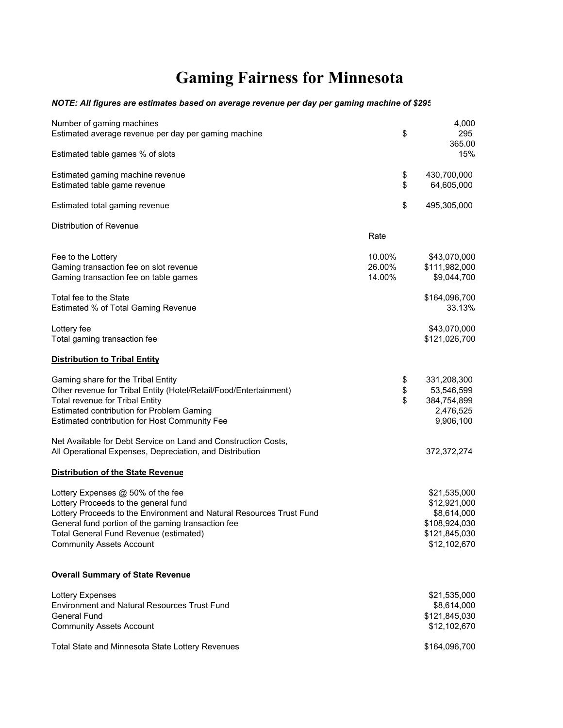# Gaming Fairness for Minnesota

***NOTE: All figures are estimates based on average revenue per day per gaming machine of $295***

| | Rate | | |
|---|---|---|---|
| Number of gaming machines | | | 4,000 |
| Estimated average revenue per day per gaming machine | | $ | 295 |
| | | | 365.00 |
| Estimated table games % of slots | | | 15% |
| | | | |
| Estimated gaming machine revenue | | $ | 430,700,000 |
| Estimated table game revenue | | $ | 64,605,000 |
| | | | |
| Estimated total gaming revenue | | $ | 495,305,000 |
| | | | |
| Distribution of Revenue | | | |
| | Rate | | |
| Fee to the Lottery | 10.00% | | $43,070,000 |
| Gaming transaction fee on slot revenue | 26.00% | | $111,982,000 |
| Gaming transaction fee on table games | 14.00% | | $9,044,700 |
| | | | |
| Total fee to the State | | | $164,096,700 |
| Estimated % of Total Gaming Revenue | | | 33.13% |
| | | | |
| Lottery fee | | | $43,070,000 |
| Total gaming transaction fee | | | $121,026,700 |
| | | | |
| **<u>Distribution to Tribal Entity</u>** | | | |
| Gaming share for the Tribal Entity | | $ | 331,208,300 |
| Other revenue for Tribal Entity (Hotel/Retail/Food/Entertainment) | | $ | 53,546,599 |
| Total revenue for Tribal Entity | | $ | 384,754,899 |
| Estimated contribution for Problem Gaming | | | 2,476,525 |
| Estimated contribution for Host Community Fee | | | 9,906,100 |
| | | | |
| Net Available for Debt Service on Land and Construction Costs, All Operational Expenses, Depreciation, and Distribution | | | 372,372,274 |
| | | | |
| **<u>Distribution of the State Revenue</u>** | | | |
| Lottery Expenses @ 50% of the fee | | | $21,535,000 |
| Lottery Proceeds to the general fund | | | $12,921,000 |
| Lottery Proceeds to the Environment and Natural Resources Trust Fund | | | $8,614,000 |
| General fund portion of the gaming transaction fee | | | $108,924,030 |
| Total General Fund Revenue (estimated) | | | $121,845,030 |
| Community Assets Account | | | $12,102,670 |
| | | | |
| **Overall Summary of State Revenue** | | | |
| Lottery Expenses | | | $21,535,000 |
| Environment and Natural Resources Trust Fund | | | $8,614,000 |
| General Fund | | | $121,845,030 |
| Community Assets Account | | | $12,102,670 |
| | | | |
| Total State and Minnesota State Lottery Revenues | | | $164,096,700 |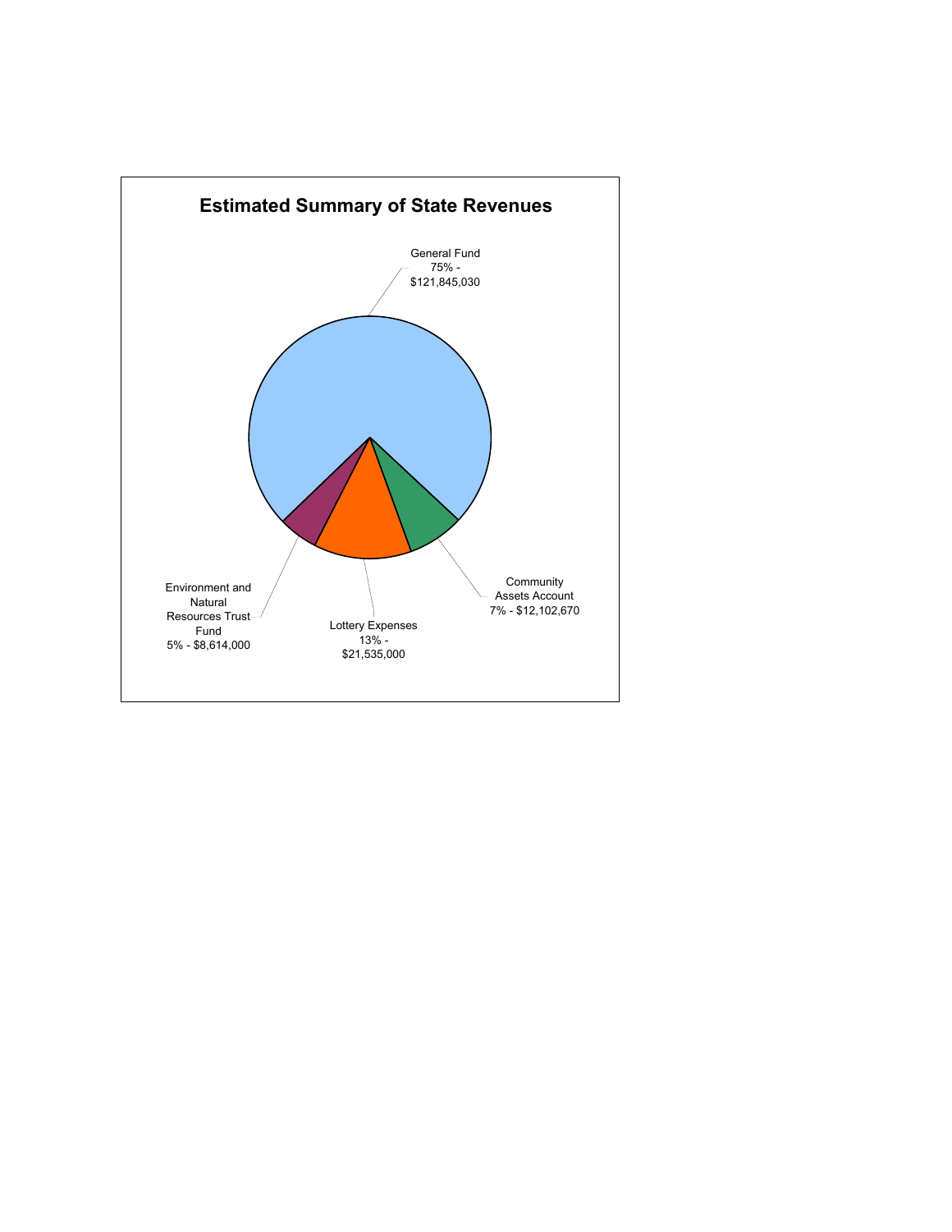## Estimated Summary of State Revenues

General Fund
75% -
$121,845,030

Community
Assets Account
7% - $12,102,670

Lottery Expenses
13% -
$21,535,000

Environment and
Natural
Resources Trust
Fund
5% - $8,614,000